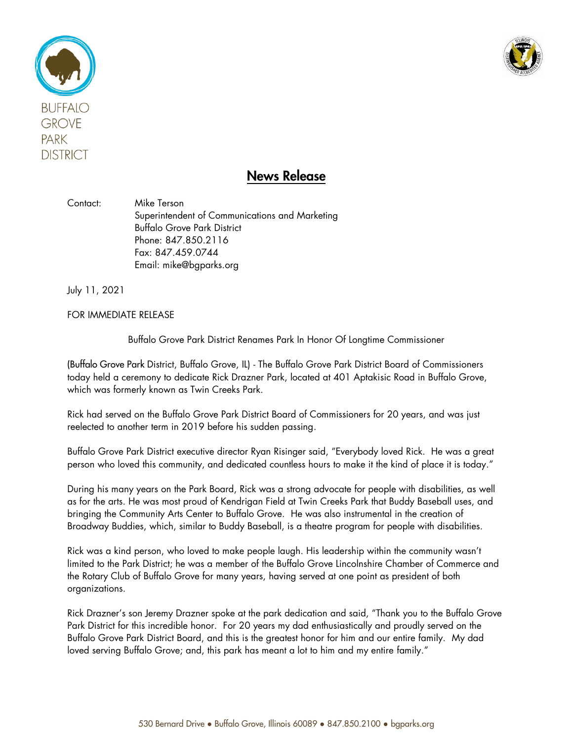BUFFALO GROVE PARK DISTRICT

# News Release

Contact: Mike Terson
Superintendent of Communications and Marketing
Buffalo Grove Park District
Phone: 847.850.2116
Fax: 847.459.0744
Email: mike@bgparks.org

July 11, 2021

FOR IMMEDIATE RELEASE

Buffalo Grove Park District Renames Park In Honor Of Longtime Commissioner

(Buffalo Grove Park District, Buffalo Grove, IL) - The Buffalo Grove Park District Board of Commissioners today held a ceremony to dedicate Rick Drazner Park, located at 401 Aptakisic Road in Buffalo Grove, which was formerly known as Twin Creeks Park.

Rick had served on the Buffalo Grove Park District Board of Commissioners for 20 years, and was just reelected to another term in 2019 before his sudden passing.

Buffalo Grove Park District executive director Ryan Risinger said, "Everybody loved Rick. He was a great person who loved this community, and dedicated countless hours to make it the kind of place it is today."

During his many years on the Park Board, Rick was a strong advocate for people with disabilities, as well as for the arts. He was most proud of Kendrigan Field at Twin Creeks Park that Buddy Baseball uses, and bringing the Community Arts Center to Buffalo Grove. He was also instrumental in the creation of Broadway Buddies, which, similar to Buddy Baseball, is a theatre program for people with disabilities.

Rick was a kind person, who loved to make people laugh. His leadership within the community wasn't limited to the Park District; he was a member of the Buffalo Grove Lincolnshire Chamber of Commerce and the Rotary Club of Buffalo Grove for many years, having served at one point as president of both organizations.

Rick Drazner's son Jeremy Drazner spoke at the park dedication and said, "Thank you to the Buffalo Grove Park District for this incredible honor. For 20 years my dad enthusiastically and proudly served on the Buffalo Grove Park District Board, and this is the greatest honor for him and our entire family. My dad loved serving Buffalo Grove; and, this park has meant a lot to him and my entire family."

530 Bernard Drive • Buffalo Grove, Illinois 60089 • 847.850.2100 • bgparks.org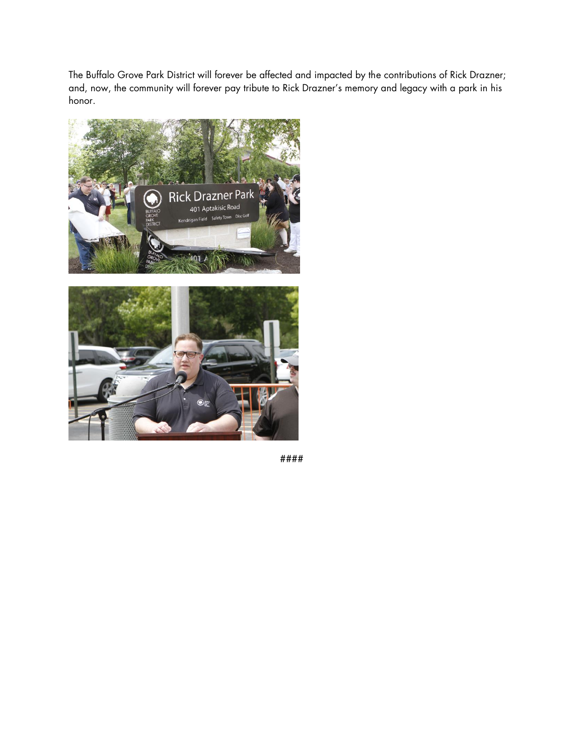The Buffalo Grove Park District will forever be affected and impacted by the contributions of Rick Drazner; and, now, the community will forever pay tribute to Rick Drazner's memory and legacy with a park in his honor.

####